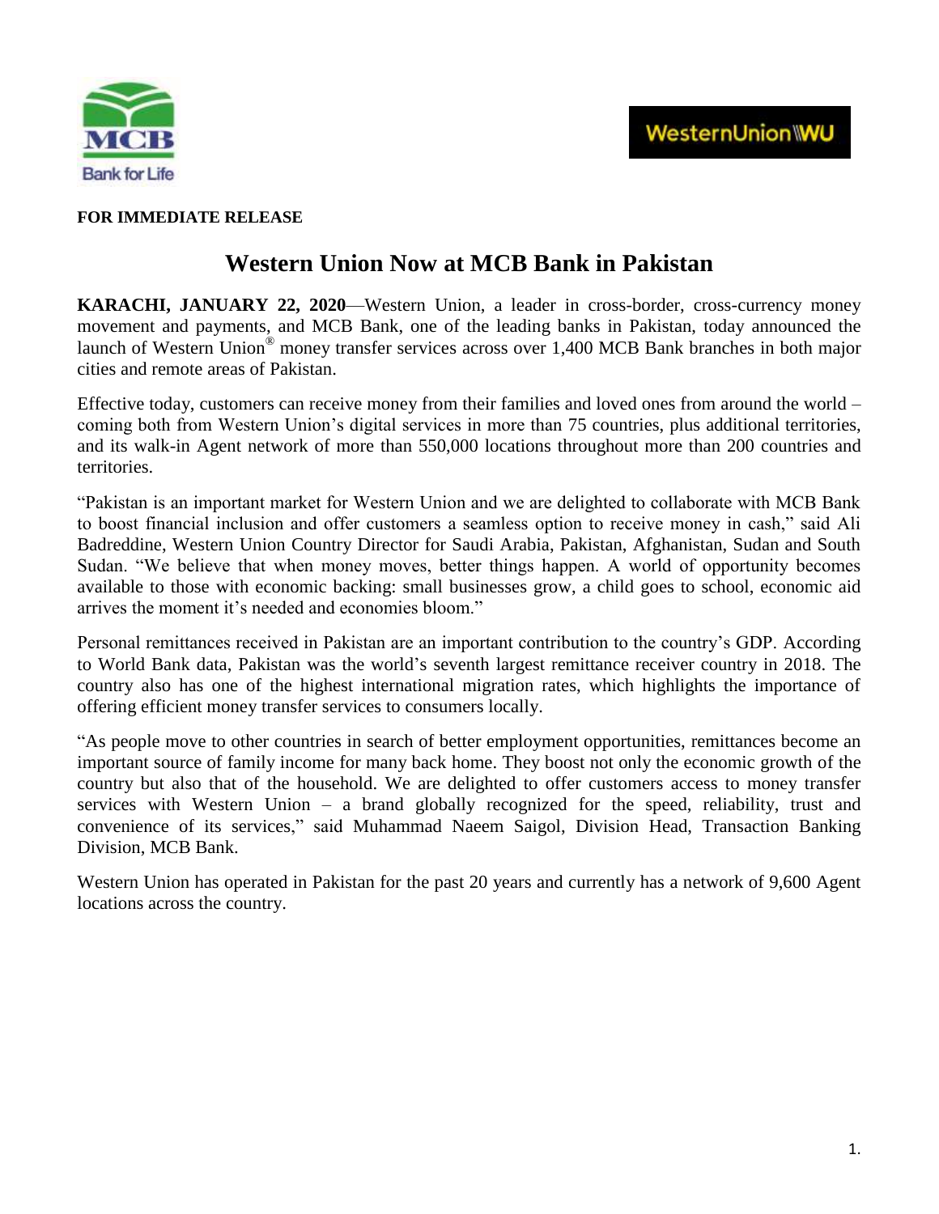**FOR IMMEDIATE RELEASE**

# Western Union Now at MCB Bank in Pakistan

**KARACHI, JANUARY 22, 2020**—Western Union, a leader in cross-border, cross-currency money movement and payments, and MCB Bank, one of the leading banks in Pakistan, today announced the launch of Western Union® money transfer services across over 1,400 MCB Bank branches in both major cities and remote areas of Pakistan.

Effective today, customers can receive money from their families and loved ones from around the world – coming both from Western Union's digital services in more than 75 countries, plus additional territories, and its walk-in Agent network of more than 550,000 locations throughout more than 200 countries and territories.

"Pakistan is an important market for Western Union and we are delighted to collaborate with MCB Bank to boost financial inclusion and offer customers a seamless option to receive money in cash," said Ali Badreddine, Western Union Country Director for Saudi Arabia, Pakistan, Afghanistan, Sudan and South Sudan. "We believe that when money moves, better things happen. A world of opportunity becomes available to those with economic backing: small businesses grow, a child goes to school, economic aid arrives the moment it's needed and economies bloom."

Personal remittances received in Pakistan are an important contribution to the country's GDP. According to World Bank data, Pakistan was the world's seventh largest remittance receiver country in 2018. The country also has one of the highest international migration rates, which highlights the importance of offering efficient money transfer services to consumers locally.

"As people move to other countries in search of better employment opportunities, remittances become an important source of family income for many back home. They boost not only the economic growth of the country but also that of the household. We are delighted to offer customers access to money transfer services with Western Union – a brand globally recognized for the speed, reliability, trust and convenience of its services," said Muhammad Naeem Saigol, Division Head, Transaction Banking Division, MCB Bank.

Western Union has operated in Pakistan for the past 20 years and currently has a network of 9,600 Agent locations across the country.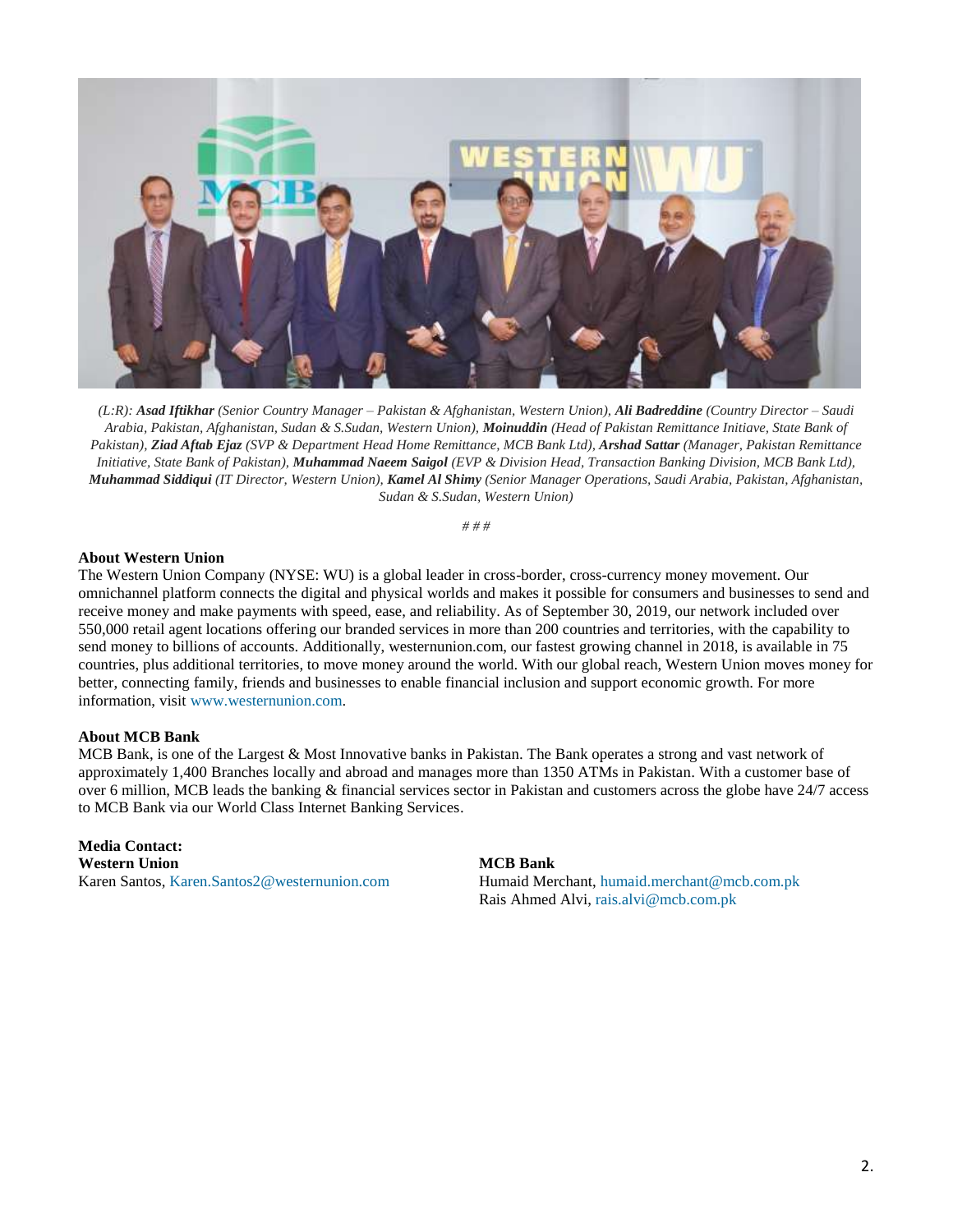*(L:R): **Asad Iftikhar** (Senior Country Manager – Pakistan & Afghanistan, Western Union), **Ali Badreddine** (Country Director – Saudi Arabia, Pakistan, Afghanistan, Sudan & S.Sudan, Western Union), **Moinuddin** (Head of Pakistan Remittance Initiave, State Bank of Pakistan), **Ziad Aftab Ejaz** (SVP & Department Head Home Remittance, MCB Bank Ltd), **Arshad Sattar** (Manager, Pakistan Remittance Initiative, State Bank of Pakistan), **Muhammad Naeem Saigol** (EVP & Division Head, Transaction Banking Division, MCB Bank Ltd), **Muhammad Siddiqui** (IT Director, Western Union), **Kamel Al Shimy** (Senior Manager Operations, Saudi Arabia, Pakistan, Afghanistan, Sudan & S.Sudan, Western Union)*

*# # #*

**About Western Union**

The Western Union Company (NYSE: WU) is a global leader in cross-border, cross-currency money movement. Our omnichannel platform connects the digital and physical worlds and makes it possible for consumers and businesses to send and receive money and make payments with speed, ease, and reliability. As of September 30, 2019, our network included over 550,000 retail agent locations offering our branded services in more than 200 countries and territories, with the capability to send money to billions of accounts. Additionally, westernunion.com, our fastest growing channel in 2018, is available in 75 countries, plus additional territories, to move money around the world. With our global reach, Western Union moves money for better, connecting family, friends and businesses to enable financial inclusion and support economic growth. For more information, visit www.westernunion.com.

**About MCB Bank**

MCB Bank, is one of the Largest & Most Innovative banks in Pakistan. The Bank operates a strong and vast network of approximately 1,400 Branches locally and abroad and manages more than 1350 ATMs in Pakistan. With a customer base of over 6 million, MCB leads the banking & financial services sector in Pakistan and customers across the globe have 24/7 access to MCB Bank via our World Class Internet Banking Services.

**Media Contact:**

**Western Union**
Karen Santos, Karen.Santos2@westernunion.com

**MCB Bank**
Humaid Merchant, humaid.merchant@mcb.com.pk
Rais Ahmed Alvi, rais.alvi@mcb.com.pk